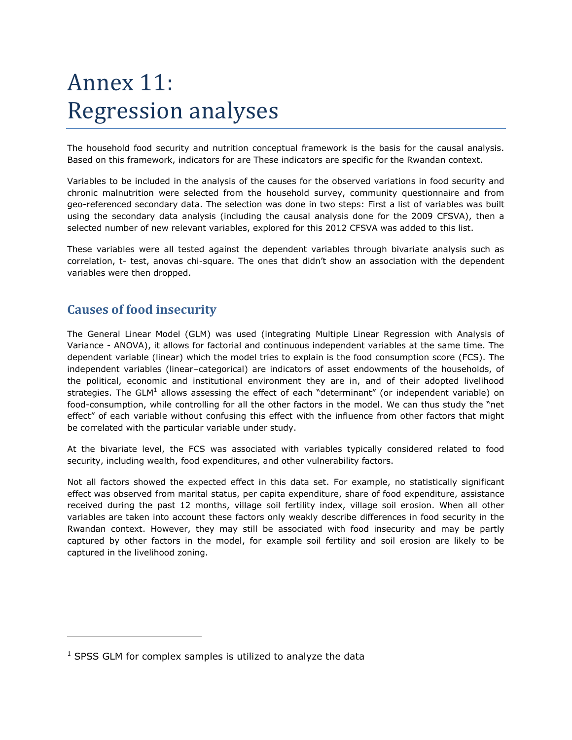# Annex 11: Regression analyses

The household food security and nutrition conceptual framework is the basis for the causal analysis. Based on this framework, indicators for are These indicators are specific for the Rwandan context.

Variables to be included in the analysis of the causes for the observed variations in food security and chronic malnutrition were selected from the household survey, community questionnaire and from geo-referenced secondary data. The selection was done in two steps: First a list of variables was built using the secondary data analysis (including the causal analysis done for the 2009 CFSVA), then a selected number of new relevant variables, explored for this 2012 CFSVA was added to this list.

These variables were all tested against the dependent variables through bivariate analysis such as correlation, t- test, anovas chi-square. The ones that didn't show an association with the dependent variables were then dropped.

## Causes of food insecurity

The General Linear Model (GLM) was used (integrating Multiple Linear Regression with Analysis of Variance - ANOVA), it allows for factorial and continuous independent variables at the same time. The dependent variable (linear) which the model tries to explain is the food consumption score (FCS). The independent variables (linear–categorical) are indicators of asset endowments of the households, of the political, economic and institutional environment they are in, and of their adopted livelihood strategies. The GLM[1] allows assessing the effect of each "determinant" (or independent variable) on food-consumption, while controlling for all the other factors in the model. We can thus study the "net effect" of each variable without confusing this effect with the influence from other factors that might be correlated with the particular variable under study.

At the bivariate level, the FCS was associated with variables typically considered related to food security, including wealth, food expenditures, and other vulnerability factors.

Not all factors showed the expected effect in this data set. For example, no statistically significant effect was observed from marital status, per capita expenditure, share of food expenditure, assistance received during the past 12 months, village soil fertility index, village soil erosion. When all other variables are taken into account these factors only weakly describe differences in food security in the Rwandan context. However, they may still be associated with food insecurity and may be partly captured by other factors in the model, for example soil fertility and soil erosion are likely to be captured in the livelihood zoning.

[1] SPSS GLM for complex samples is utilized to analyze the data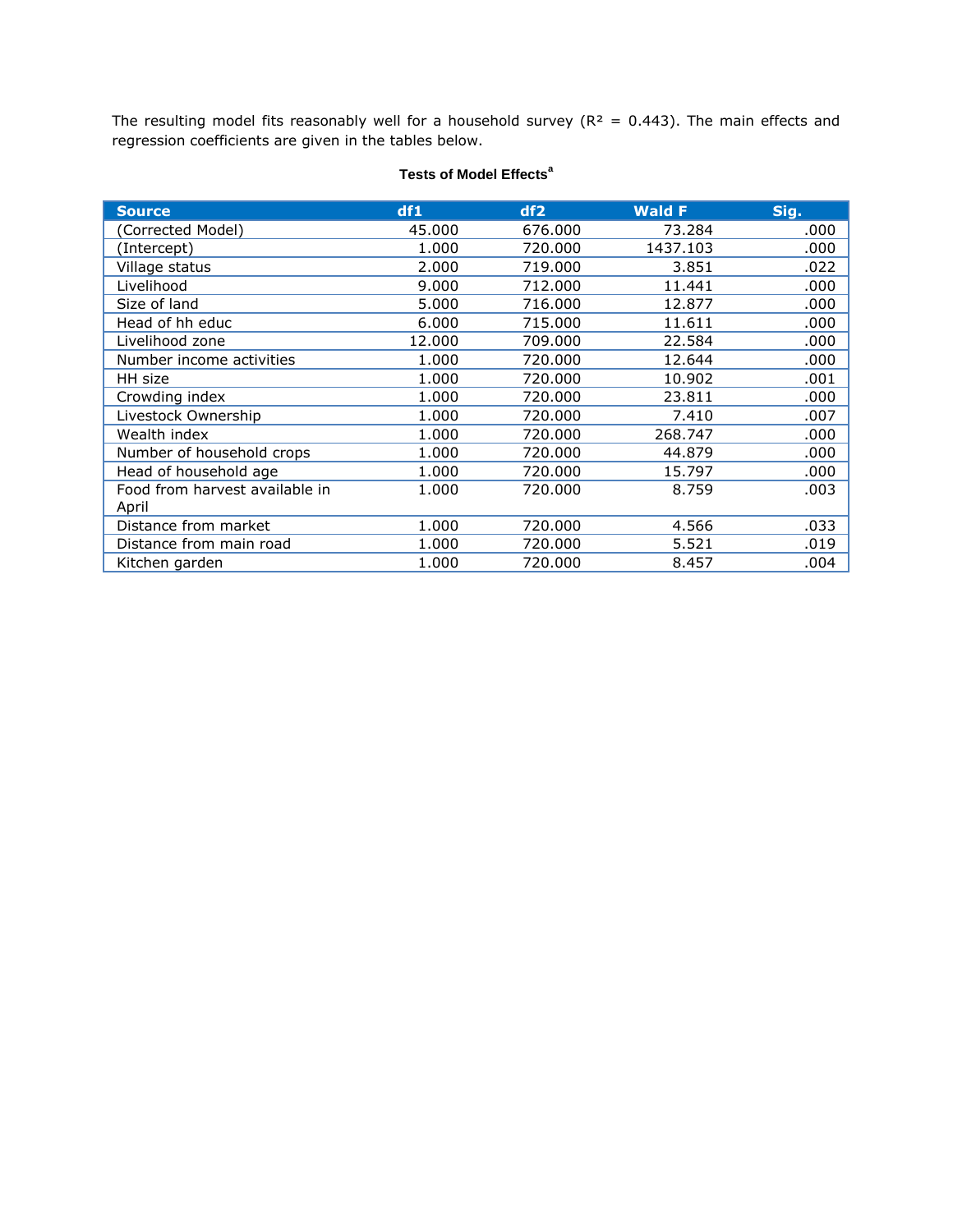The resulting model fits reasonably well for a household survey ($R^2$ = 0.443). The main effects and regression coefficients are given in the tables below.

**Tests of Model Effects[a]**

| Source | df1 | df2 | Wald F | Sig. |
|---|---|---|---|---|
| (Corrected Model) | 45.000 | 676.000 | 73.284 | .000 |
| (Intercept) | 1.000 | 720.000 | 1437.103 | .000 |
| Village status | 2.000 | 719.000 | 3.851 | .022 |
| Livelihood | 9.000 | 712.000 | 11.441 | .000 |
| Size of land | 5.000 | 716.000 | 12.877 | .000 |
| Head of hh educ | 6.000 | 715.000 | 11.611 | .000 |
| Livelihood zone | 12.000 | 709.000 | 22.584 | .000 |
| Number income activities | 1.000 | 720.000 | 12.644 | .000 |
| HH size | 1.000 | 720.000 | 10.902 | .001 |
| Crowding index | 1.000 | 720.000 | 23.811 | .000 |
| Livestock Ownership | 1.000 | 720.000 | 7.410 | .007 |
| Wealth index | 1.000 | 720.000 | 268.747 | .000 |
| Number of household crops | 1.000 | 720.000 | 44.879 | .000 |
| Head of household age | 1.000 | 720.000 | 15.797 | .000 |
| Food from harvest available in April | 1.000 | 720.000 | 8.759 | .003 |
| Distance from market | 1.000 | 720.000 | 4.566 | .033 |
| Distance from main road | 1.000 | 720.000 | 5.521 | .019 |
| Kitchen garden | 1.000 | 720.000 | 8.457 | .004 |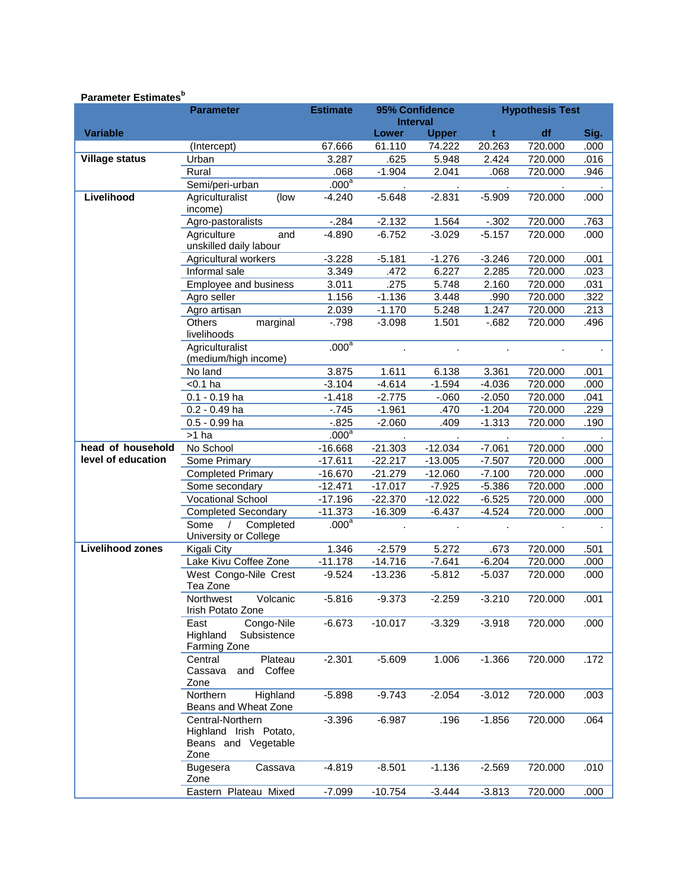**Parameter Estimates[b]**

| Variable | Parameter | Estimate | 95% Confidence Interval | | Hypothesis Test | | |
|---|---|---|---|---|---|---|---|
| | | | Lower | Upper | t | df | Sig. |
| | (Intercept) | 67.666 | 61.110 | 74.222 | 20.263 | 720.000 | .000 |
| **Village status** | Urban | 3.287 | .625 | 5.948 | 2.424 | 720.000 | .016 |
| | Rural | .068 | -1.904 | 2.041 | .068 | 720.000 | .946 |
| | Semi/peri-urban | .000[a] | . | . | . | . | . |
| **Livelihood** | Agriculturalist (low income) | -4.240 | -5.648 | -2.831 | -5.909 | 720.000 | .000 |
| | Agro-pastoralists | -.284 | -2.132 | 1.564 | -.302 | 720.000 | .763 |
| | Agriculture and unskilled daily labour | -4.890 | -6.752 | -3.029 | -5.157 | 720.000 | .000 |
| | Agricultural workers | -3.228 | -5.181 | -1.276 | -3.246 | 720.000 | .001 |
| | Informal sale | 3.349 | .472 | 6.227 | 2.285 | 720.000 | .023 |
| | Employee and business | 3.011 | .275 | 5.748 | 2.160 | 720.000 | .031 |
| | Agro seller | 1.156 | -1.136 | 3.448 | .990 | 720.000 | .322 |
| | Agro artisan | 2.039 | -1.170 | 5.248 | 1.247 | 720.000 | .213 |
| | Others marginal livelihoods | -.798 | -3.098 | 1.501 | -.682 | 720.000 | .496 |
| | Agriculturalist (medium/high income) | .000[a] | . | . | . | . | . |
| | No land | 3.875 | 1.611 | 6.138 | 3.361 | 720.000 | .001 |
| | <0.1 ha | -3.104 | -4.614 | -1.594 | -4.036 | 720.000 | .000 |
| | 0.1 - 0.19 ha | -1.418 | -2.775 | -.060 | -2.050 | 720.000 | .041 |
| | 0.2 - 0.49 ha | -.745 | -1.961 | .470 | -1.204 | 720.000 | .229 |
| | 0.5 - 0.99 ha | -.825 | -2.060 | .409 | -1.313 | 720.000 | .190 |
| | >1 ha | .000[a] | . | . | . | . | . |
| **head of household level of education** | No School | -16.668 | -21.303 | -12.034 | -7.061 | 720.000 | .000 |
| | Some Primary | -17.611 | -22.217 | -13.005 | -7.507 | 720.000 | .000 |
| | Completed Primary | -16.670 | -21.279 | -12.060 | -7.100 | 720.000 | .000 |
| | Some secondary | -12.471 | -17.017 | -7.925 | -5.386 | 720.000 | .000 |
| | Vocational School | -17.196 | -22.370 | -12.022 | -6.525 | 720.000 | .000 |
| | Completed Secondary | -11.373 | -16.309 | -6.437 | -4.524 | 720.000 | .000 |
| | Some / Completed University or College | .000[a] | . | . | . | . | . |
| **Livelihood zones** | Kigali City | 1.346 | -2.579 | 5.272 | .673 | 720.000 | .501 |
| | Lake Kivu Coffee Zone | -11.178 | -14.716 | -7.641 | -6.204 | 720.000 | .000 |
| | West Congo-Nile Crest Tea Zone | -9.524 | -13.236 | -5.812 | -5.037 | 720.000 | .000 |
| | Northwest Volcanic Irish Potato Zone | -5.816 | -9.373 | -2.259 | -3.210 | 720.000 | .001 |
| | East Congo-Nile Highland Subsistence Farming Zone | -6.673 | -10.017 | -3.329 | -3.918 | 720.000 | .000 |
| | Central Plateau Cassava and Coffee Zone | -2.301 | -5.609 | 1.006 | -1.366 | 720.000 | .172 |
| | Northern Highland Beans and Wheat Zone | -5.898 | -9.743 | -2.054 | -3.012 | 720.000 | .003 |
| | Central-Northern Highland Irish Potato, Beans and Vegetable Zone | -3.396 | -6.987 | .196 | -1.856 | 720.000 | .064 |
| | Bugesera Cassava Zone | -4.819 | -8.501 | -1.136 | -2.569 | 720.000 | .010 |
| | Eastern Plateau Mixed | -7.099 | -10.754 | -3.444 | -3.813 | 720.000 | .000 |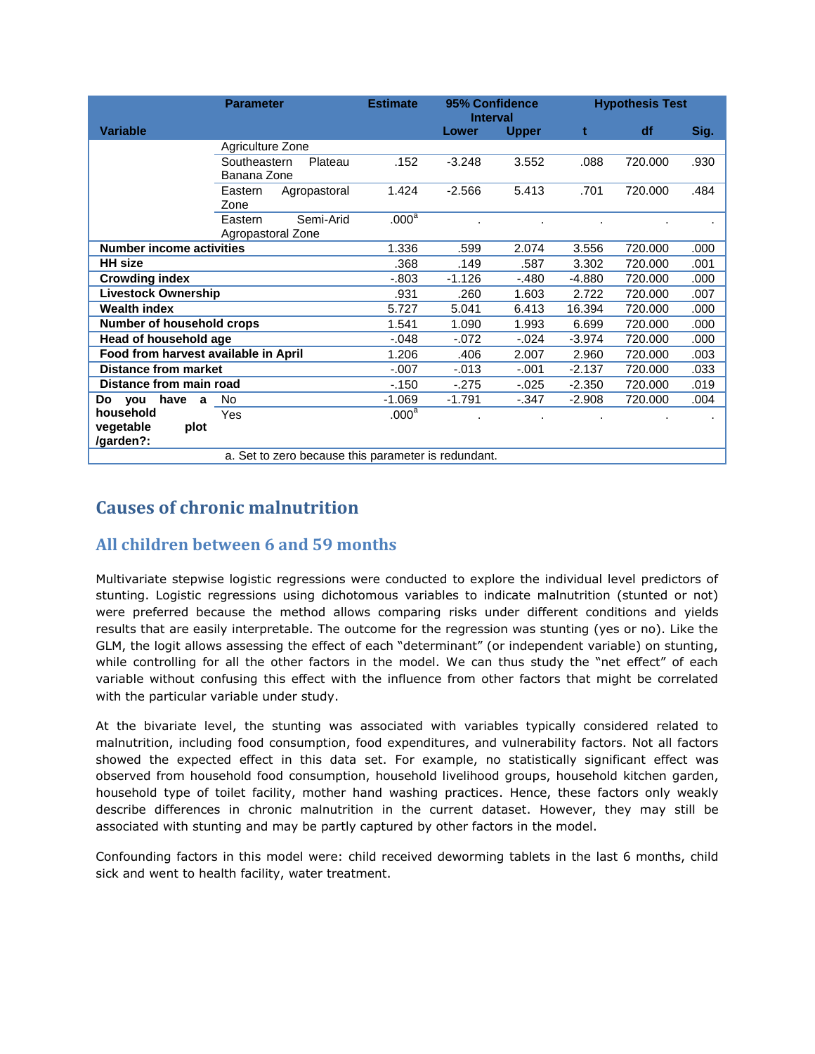| Variable | Parameter | Estimate | 95% Confidence Interval | | Hypothesis Test | | |
|---|---|---|---|---|---|---|---|
| | | | Lower | Upper | t | df | Sig. |
| | Agriculture Zone | | | | | | |
| | Southeastern Plateau Banana Zone | .152 | -3.248 | 3.552 | .088 | 720.000 | .930 |
| | Eastern Agropastoral Zone | 1.424 | -2.566 | 5.413 | .701 | 720.000 | .484 |
| | Eastern Semi-Arid Agropastoral Zone | .000[a] | . | . | . | . | . |
| **Number income activities** | | 1.336 | .599 | 2.074 | 3.556 | 720.000 | .000 |
| **HH size** | | .368 | .149 | .587 | 3.302 | 720.000 | .001 |
| **Crowding index** | | -.803 | -1.126 | -.480 | -4.880 | 720.000 | .000 |
| **Livestock Ownership** | | .931 | .260 | 1.603 | 2.722 | 720.000 | .007 |
| **Wealth index** | | 5.727 | 5.041 | 6.413 | 16.394 | 720.000 | .000 |
| **Number of household crops** | | 1.541 | 1.090 | 1.993 | 6.699 | 720.000 | .000 |
| **Head of household age** | | -.048 | -.072 | -.024 | -3.974 | 720.000 | .000 |
| **Food from harvest available in April** | | 1.206 | .406 | 2.007 | 2.960 | 720.000 | .003 |
| **Distance from market** | | -.007 | -.013 | -.001 | -2.137 | 720.000 | .033 |
| **Distance from main road** | | -.150 | -.275 | -.025 | -2.350 | 720.000 | .019 |
| **Do you have a household vegetable plot /garden?:** | No | -1.069 | -1.791 | -.347 | -2.908 | 720.000 | .004 |
| | Yes | .000[a] | . | . | . | . | . |

a. Set to zero because this parameter is redundant.

# Causes of chronic malnutrition

## All children between 6 and 59 months

Multivariate stepwise logistic regressions were conducted to explore the individual level predictors of stunting. Logistic regressions using dichotomous variables to indicate malnutrition (stunted or not) were preferred because the method allows comparing risks under different conditions and yields results that are easily interpretable. The outcome for the regression was stunting (yes or no). Like the GLM, the logit allows assessing the effect of each "determinant" (or independent variable) on stunting, while controlling for all the other factors in the model. We can thus study the "net effect" of each variable without confusing this effect with the influence from other factors that might be correlated with the particular variable under study.

At the bivariate level, the stunting was associated with variables typically considered related to malnutrition, including food consumption, food expenditures, and vulnerability factors. Not all factors showed the expected effect in this data set. For example, no statistically significant effect was observed from household food consumption, household livelihood groups, household kitchen garden, household type of toilet facility, mother hand washing practices. Hence, these factors only weakly describe differences in chronic malnutrition in the current dataset. However, they may still be associated with stunting and may be partly captured by other factors in the model.

Confounding factors in this model were: child received deworming tablets in the last 6 months, child sick and went to health facility, water treatment.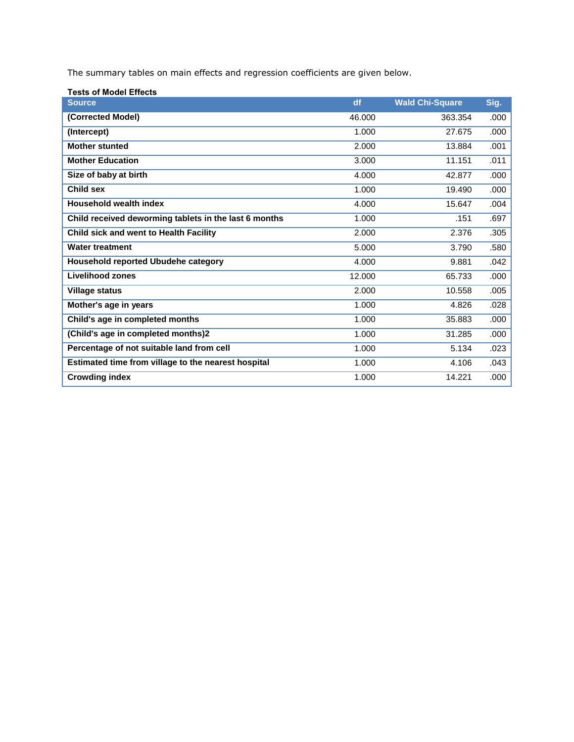The summary tables on main effects and regression coefficients are given below.

**Tests of Model Effects**

| Source | df | Wald Chi-Square | Sig. |
|---|---|---|---|
| **(Corrected Model)** | 46.000 | 363.354 | .000 |
| **(Intercept)** | 1.000 | 27.675 | .000 |
| **Mother stunted** | 2.000 | 13.884 | .001 |
| **Mother Education** | 3.000 | 11.151 | .011 |
| **Size of baby at birth** | 4.000 | 42.877 | .000 |
| **Child sex** | 1.000 | 19.490 | .000 |
| **Household wealth index** | 4.000 | 15.647 | .004 |
| **Child received deworming tablets in the last 6 months** | 1.000 | .151 | .697 |
| **Child sick and went to Health Facility** | 2.000 | 2.376 | .305 |
| **Water treatment** | 5.000 | 3.790 | .580 |
| **Household reported Ubudehe category** | 4.000 | 9.881 | .042 |
| **Livelihood zones** | 12.000 | 65.733 | .000 |
| **Village status** | 2.000 | 10.558 | .005 |
| **Mother's age in years** | 1.000 | 4.826 | .028 |
| **Child's age in completed months** | 1.000 | 35.883 | .000 |
| **(Child's age in completed months)2** | 1.000 | 31.285 | .000 |
| **Percentage of not suitable land from cell** | 1.000 | 5.134 | .023 |
| **Estimated time from village to the nearest hospital** | 1.000 | 4.106 | .043 |
| **Crowding index** | 1.000 | 14.221 | .000 |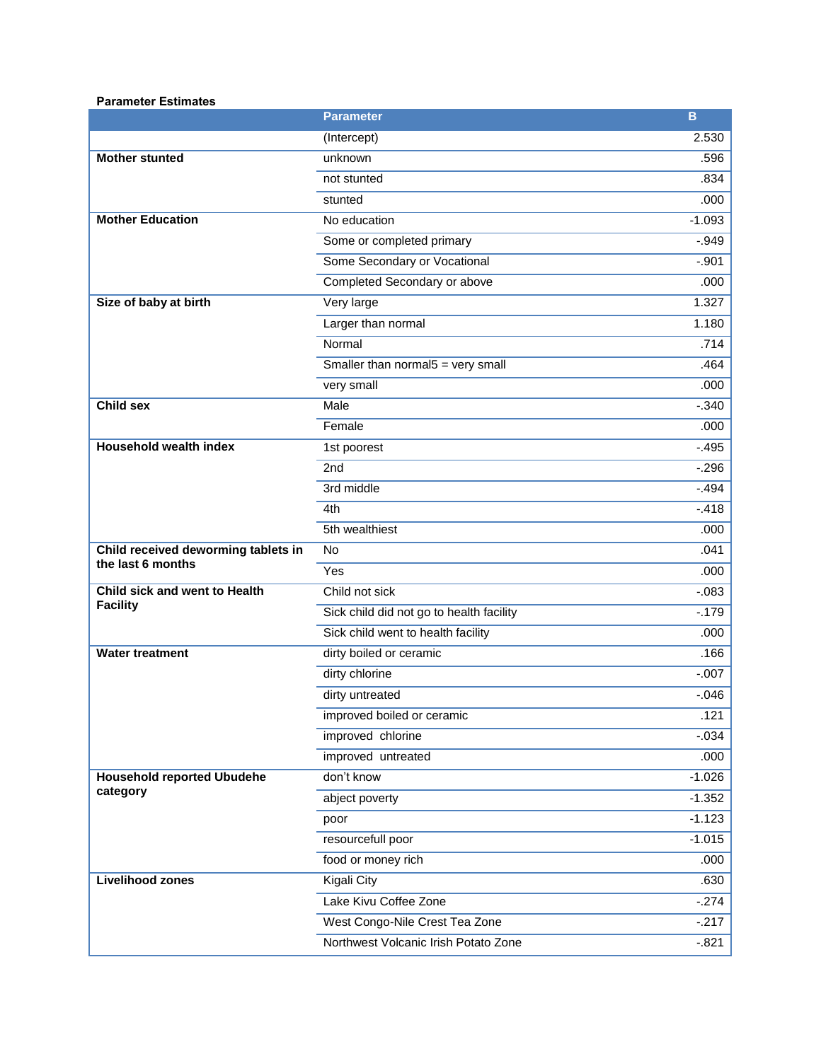**Parameter Estimates**

| | Parameter | B |
|---|---|---|
| | (Intercept) | 2.530 |
| **Mother stunted** | unknown | .596 |
| | not stunted | .834 |
| | stunted | .000 |
| **Mother Education** | No education | -1.093 |
| | Some or completed primary | -.949 |
| | Some Secondary or Vocational | -.901 |
| | Completed Secondary or above | .000 |
| **Size of baby at birth** | Very large | 1.327 |
| | Larger than normal | 1.180 |
| | Normal | .714 |
| | Smaller than normal5 = very small | .464 |
| | very small | .000 |
| **Child sex** | Male | -.340 |
| | Female | .000 |
| **Household wealth index** | 1st poorest | -.495 |
| | 2nd | -.296 |
| | 3rd middle | -.494 |
| | 4th | -.418 |
| | 5th wealthiest | .000 |
| **Child received deworming tablets in the last 6 months** | No | .041 |
| | Yes | .000 |
| **Child sick and went to Health Facility** | Child not sick | -.083 |
| | Sick child did not go to health facility | -.179 |
| | Sick child went to health facility | .000 |
| **Water treatment** | dirty boiled or ceramic | .166 |
| | dirty chlorine | -.007 |
| | dirty untreated | -.046 |
| | improved boiled or ceramic | .121 |
| | improved chlorine | -.034 |
| | improved untreated | .000 |
| **Household reported Ubudehe category** | don't know | -1.026 |
| | abject poverty | -1.352 |
| | poor | -1.123 |
| | resourcefull poor | -1.015 |
| | food or money rich | .000 |
| **Livelihood zones** | Kigali City | .630 |
| | Lake Kivu Coffee Zone | -.274 |
| | West Congo-Nile Crest Tea Zone | -.217 |
| | Northwest Volcanic Irish Potato Zone | -.821 |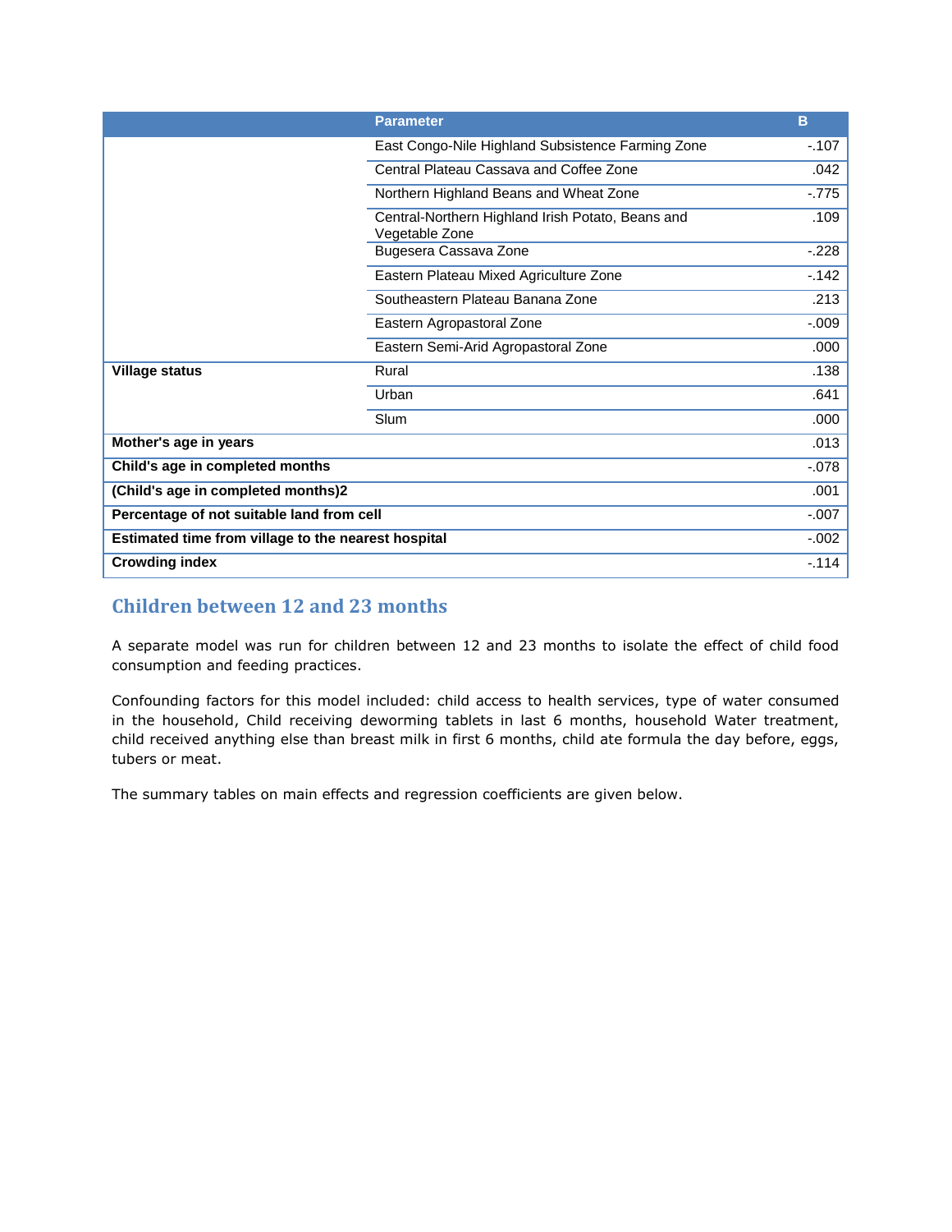| | Parameter | B |
|---|---|---|
| | East Congo-Nile Highland Subsistence Farming Zone | -.107 |
| | Central Plateau Cassava and Coffee Zone | .042 |
| | Northern Highland Beans and Wheat Zone | -.775 |
| | Central-Northern Highland Irish Potato, Beans and Vegetable Zone | .109 |
| | Bugesera Cassava Zone | -.228 |
| | Eastern Plateau Mixed Agriculture Zone | -.142 |
| | Southeastern Plateau Banana Zone | .213 |
| | Eastern Agropastoral Zone | -.009 |
| | Eastern Semi-Arid Agropastoral Zone | .000 |
| **Village status** | Rural | .138 |
| | Urban | .641 |
| | Slum | .000 |
| **Mother's age in years** | | .013 |
| **Child's age in completed months** | | -.078 |
| **(Child's age in completed months)2** | | .001 |
| **Percentage of not suitable land from cell** | | -.007 |
| **Estimated time from village to the nearest hospital** | | -.002 |
| **Crowding index** | | -.114 |

## Children between 12 and 23 months

A separate model was run for children between 12 and 23 months to isolate the effect of child food consumption and feeding practices.

Confounding factors for this model included: child access to health services, type of water consumed in the household, Child receiving deworming tablets in last 6 months, household Water treatment, child received anything else than breast milk in first 6 months, child ate formula the day before, eggs, tubers or meat.

The summary tables on main effects and regression coefficients are given below.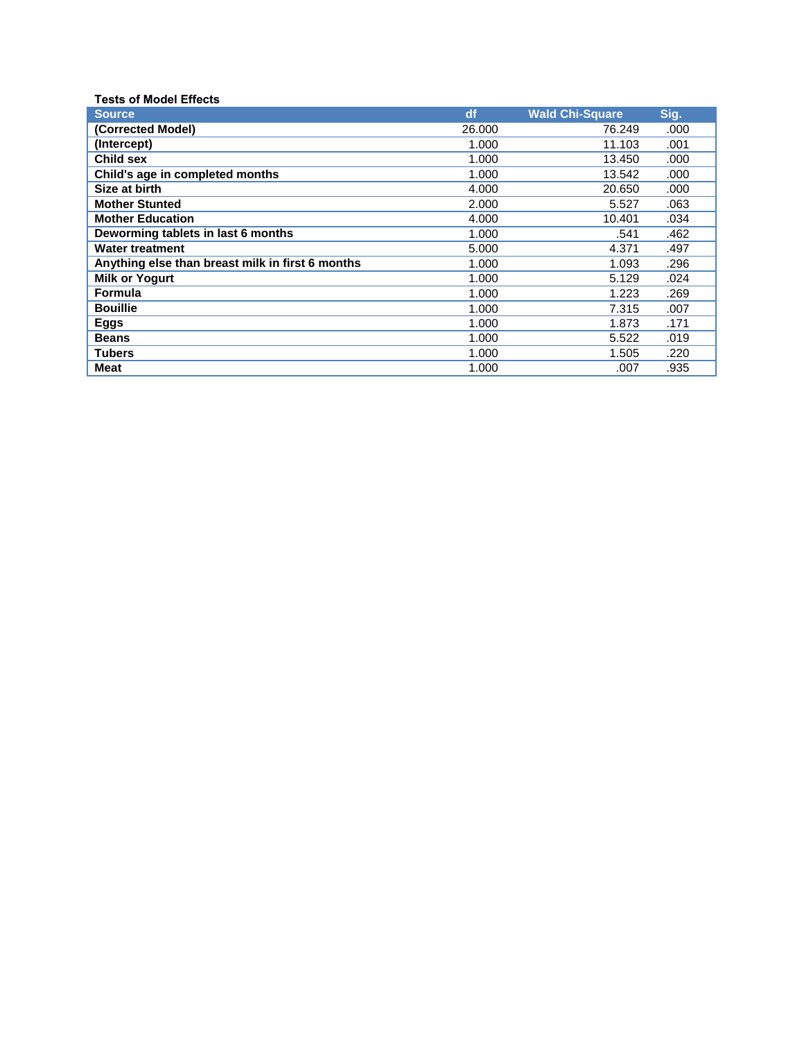**Tests of Model Effects**

| Source | df | Wald Chi-Square | Sig. |
|---|---|---|---|
| **(Corrected Model)** | 26.000 | 76.249 | .000 |
| **(Intercept)** | 1.000 | 11.103 | .001 |
| **Child sex** | 1.000 | 13.450 | .000 |
| **Child's age in completed months** | 1.000 | 13.542 | .000 |
| **Size at birth** | 4.000 | 20.650 | .000 |
| **Mother Stunted** | 2.000 | 5.527 | .063 |
| **Mother Education** | 4.000 | 10.401 | .034 |
| **Deworming tablets in last 6 months** | 1.000 | .541 | .462 |
| **Water treatment** | 5.000 | 4.371 | .497 |
| **Anything else than breast milk in first 6 months** | 1.000 | 1.093 | .296 |
| **Milk or Yogurt** | 1.000 | 5.129 | .024 |
| **Formula** | 1.000 | 1.223 | .269 |
| **Bouillie** | 1.000 | 7.315 | .007 |
| **Eggs** | 1.000 | 1.873 | .171 |
| **Beans** | 1.000 | 5.522 | .019 |
| **Tubers** | 1.000 | 1.505 | .220 |
| **Meat** | 1.000 | .007 | .935 |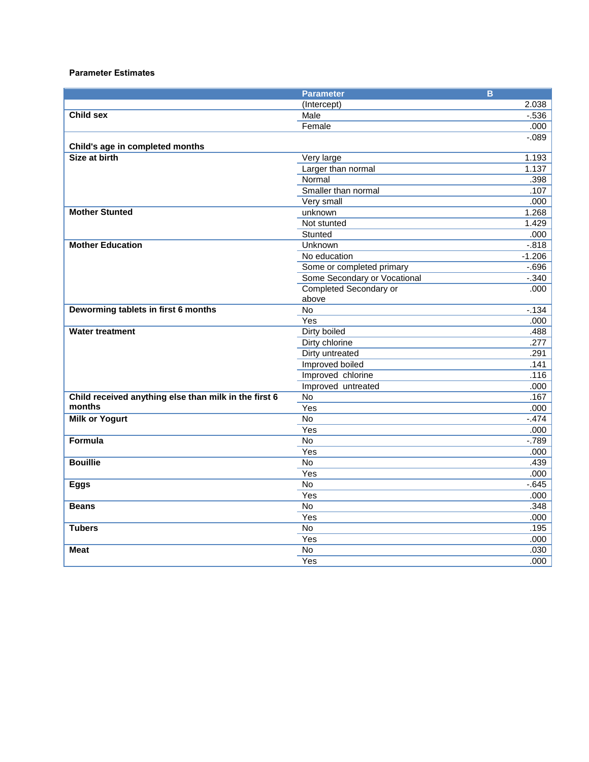**Parameter Estimates**

| | Parameter | B |
|---|---|---|
| | (Intercept) | 2.038 |
| **Child sex** | Male | -.536 |
| | Female | .000 |
| **Child's age in completed months** | | -.089 |
| **Size at birth** | Very large | 1.193 |
| | Larger than normal | 1.137 |
| | Normal | .398 |
| | Smaller than normal | .107 |
| | Very small | .000 |
| **Mother Stunted** | unknown | 1.268 |
| | Not stunted | 1.429 |
| | Stunted | .000 |
| **Mother Education** | Unknown | -.818 |
| | No education | -1.206 |
| | Some or completed primary | -.696 |
| | Some Secondary or Vocational | -.340 |
| | Completed Secondary or above | .000 |
| **Deworming tablets in first 6 months** | No | -.134 |
| | Yes | .000 |
| **Water treatment** | Dirty boiled | .488 |
| | Dirty chlorine | .277 |
| | Dirty untreated | .291 |
| | Improved boiled | .141 |
| | Improved chlorine | .116 |
| | Improved untreated | .000 |
| **Child received anything else than milk in the first 6 months** | No | .167 |
| | Yes | .000 |
| **Milk or Yogurt** | No | -.474 |
| | Yes | .000 |
| **Formula** | No | -.789 |
| | Yes | .000 |
| **Bouillie** | No | .439 |
| | Yes | .000 |
| **Eggs** | No | -.645 |
| | Yes | .000 |
| **Beans** | No | .348 |
| | Yes | .000 |
| **Tubers** | No | .195 |
| | Yes | .000 |
| **Meat** | No | .030 |
| | Yes | .000 |